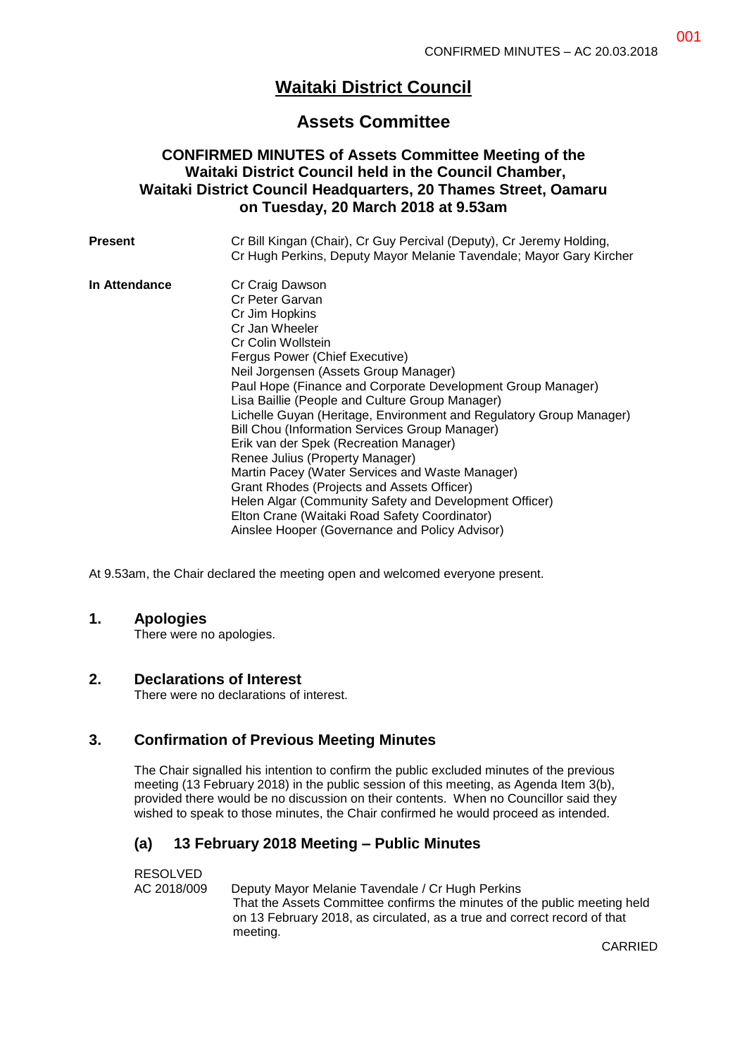# Waitaki District Council

## Assets Committee

### CONFIRMED MINUTES of Assets Committee Meeting of the Waitaki District Council held in the Council Chamber, Waitaki District Council Headquarters, 20 Thames Street, Oamaru on Tuesday, 20 March 2018 at 9.53am

**Present** Cr Bill Kingan (Chair), Cr Guy Percival (Deputy), Cr Jeremy Holding, Cr Hugh Perkins, Deputy Mayor Melanie Tavendale; Mayor Gary Kircher

**In Attendance**
Cr Craig Dawson
Cr Peter Garvan
Cr Jim Hopkins
Cr Jan Wheeler
Cr Colin Wollstein
Fergus Power (Chief Executive)
Neil Jorgensen (Assets Group Manager)
Paul Hope (Finance and Corporate Development Group Manager)
Lisa Baillie (People and Culture Group Manager)
Lichelle Guyan (Heritage, Environment and Regulatory Group Manager)
Bill Chou (Information Services Group Manager)
Erik van der Spek (Recreation Manager)
Renee Julius (Property Manager)
Martin Pacey (Water Services and Waste Manager)
Grant Rhodes (Projects and Assets Officer)
Helen Algar (Community Safety and Development Officer)
Elton Crane (Waitaki Road Safety Coordinator)
Ainslee Hooper (Governance and Policy Advisor)

At 9.53am, the Chair declared the meeting open and welcomed everyone present.

## 1. Apologies

There were no apologies.

## 2. Declarations of Interest

There were no declarations of interest.

## 3. Confirmation of Previous Meeting Minutes

The Chair signalled his intention to confirm the public excluded minutes of the previous meeting (13 February 2018) in the public session of this meeting, as Agenda Item 3(b), provided there would be no discussion on their contents. When no Councillor said they wished to speak to those minutes, the Chair confirmed he would proceed as intended.

### (a) 13 February 2018 Meeting – Public Minutes

RESOLVED
AC 2018/009 Deputy Mayor Melanie Tavendale / Cr Hugh Perkins
That the Assets Committee confirms the minutes of the public meeting held on 13 February 2018, as circulated, as a true and correct record of that meeting.

CARRIED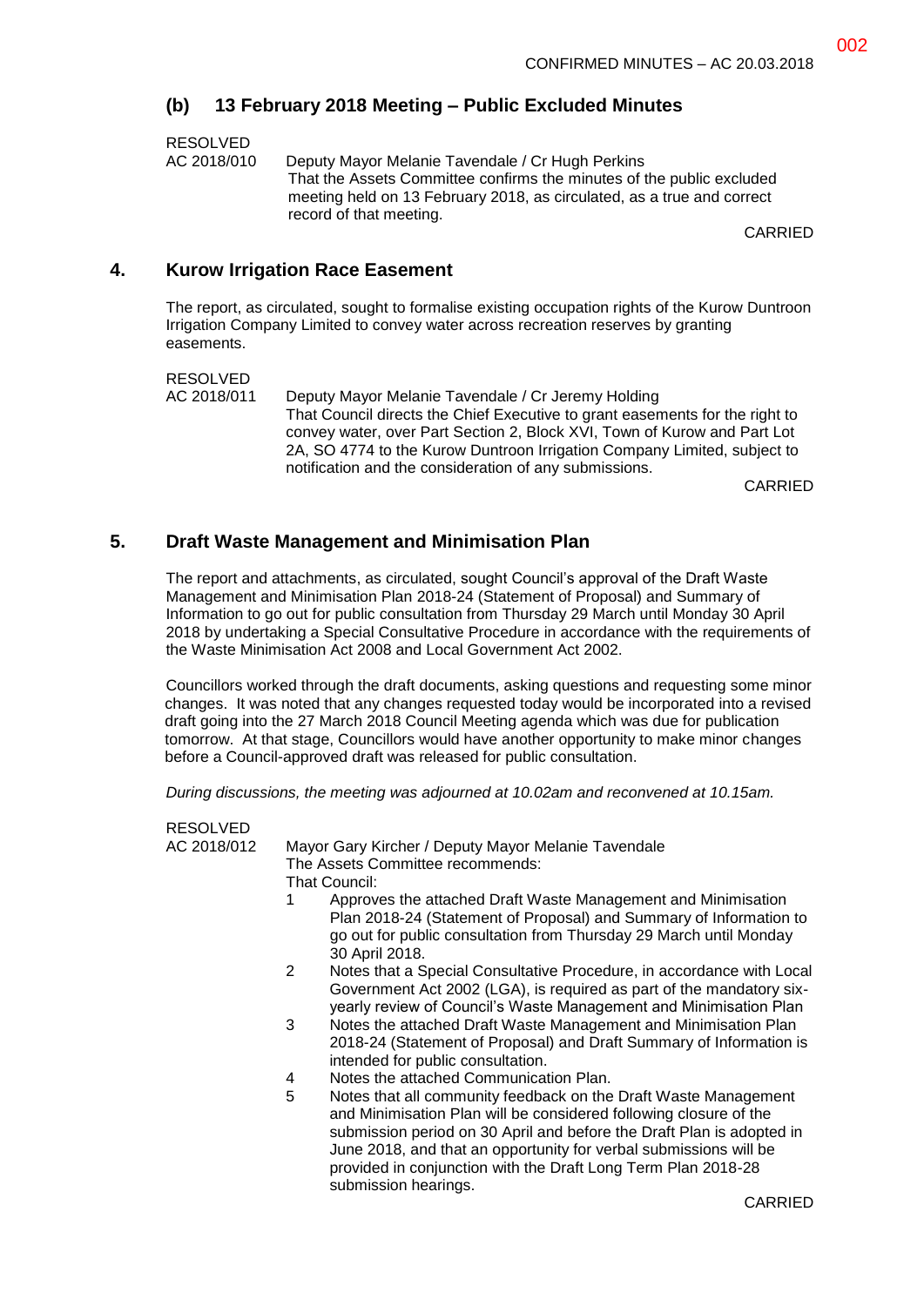### (b) 13 February 2018 Meeting – Public Excluded Minutes

RESOLVED
AC 2018/010 Deputy Mayor Melanie Tavendale / Cr Hugh Perkins
That the Assets Committee confirms the minutes of the public excluded meeting held on 13 February 2018, as circulated, as a true and correct record of that meeting.

CARRIED

## 4. Kurow Irrigation Race Easement

The report, as circulated, sought to formalise existing occupation rights of the Kurow Duntroon Irrigation Company Limited to convey water across recreation reserves by granting easements.

RESOLVED
AC 2018/011 Deputy Mayor Melanie Tavendale / Cr Jeremy Holding
That Council directs the Chief Executive to grant easements for the right to convey water, over Part Section 2, Block XVI, Town of Kurow and Part Lot 2A, SO 4774 to the Kurow Duntroon Irrigation Company Limited, subject to notification and the consideration of any submissions.

CARRIED

## 5. Draft Waste Management and Minimisation Plan

The report and attachments, as circulated, sought Council's approval of the Draft Waste Management and Minimisation Plan 2018-24 (Statement of Proposal) and Summary of Information to go out for public consultation from Thursday 29 March until Monday 30 April 2018 by undertaking a Special Consultative Procedure in accordance with the requirements of the Waste Minimisation Act 2008 and Local Government Act 2002.

Councillors worked through the draft documents, asking questions and requesting some minor changes. It was noted that any changes requested today would be incorporated into a revised draft going into the 27 March 2018 Council Meeting agenda which was due for publication tomorrow. At that stage, Councillors would have another opportunity to make minor changes before a Council-approved draft was released for public consultation.

*During discussions, the meeting was adjourned at 10.02am and reconvened at 10.15am.*

RESOLVED
AC 2018/012 Mayor Gary Kircher / Deputy Mayor Melanie Tavendale
The Assets Committee recommends:
That Council:

1. Approves the attached Draft Waste Management and Minimisation Plan 2018-24 (Statement of Proposal) and Summary of Information to go out for public consultation from Thursday 29 March until Monday 30 April 2018.
2. Notes that a Special Consultative Procedure, in accordance with Local Government Act 2002 (LGA), is required as part of the mandatory six-yearly review of Council's Waste Management and Minimisation Plan
3. Notes the attached Draft Waste Management and Minimisation Plan 2018-24 (Statement of Proposal) and Draft Summary of Information is intended for public consultation.
4. Notes the attached Communication Plan.
5. Notes that all community feedback on the Draft Waste Management and Minimisation Plan will be considered following closure of the submission period on 30 April and before the Draft Plan is adopted in June 2018, and that an opportunity for verbal submissions will be provided in conjunction with the Draft Long Term Plan 2018-28 submission hearings.

CARRIED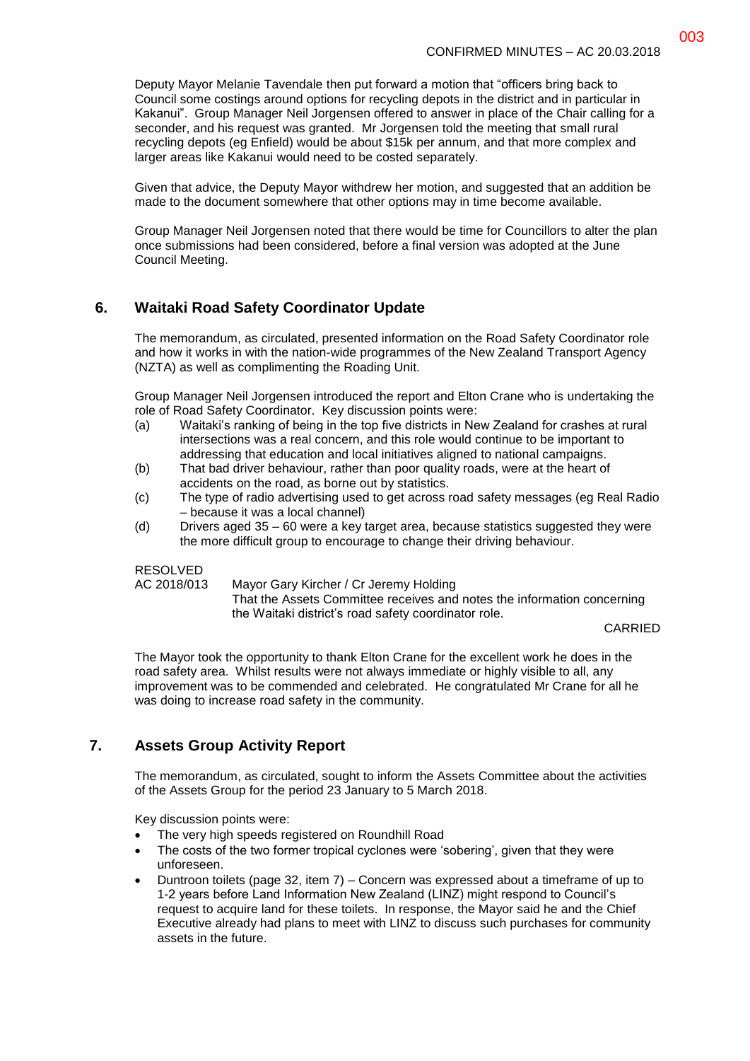Deputy Mayor Melanie Tavendale then put forward a motion that "officers bring back to Council some costings around options for recycling depots in the district and in particular in Kakanui". Group Manager Neil Jorgensen offered to answer in place of the Chair calling for a seconder, and his request was granted. Mr Jorgensen told the meeting that small rural recycling depots (eg Enfield) would be about $15k per annum, and that more complex and larger areas like Kakanui would need to be costed separately.

Given that advice, the Deputy Mayor withdrew her motion, and suggested that an addition be made to the document somewhere that other options may in time become available.

Group Manager Neil Jorgensen noted that there would be time for Councillors to alter the plan once submissions had been considered, before a final version was adopted at the June Council Meeting.

## 6. Waitaki Road Safety Coordinator Update

The memorandum, as circulated, presented information on the Road Safety Coordinator role and how it works in with the nation-wide programmes of the New Zealand Transport Agency (NZTA) as well as complimenting the Roading Unit.

Group Manager Neil Jorgensen introduced the report and Elton Crane who is undertaking the role of Road Safety Coordinator. Key discussion points were:

(a) Waitaki's ranking of being in the top five districts in New Zealand for crashes at rural intersections was a real concern, and this role would continue to be important to addressing that education and local initiatives aligned to national campaigns.

(b) That bad driver behaviour, rather than poor quality roads, were at the heart of accidents on the road, as borne out by statistics.

(c) The type of radio advertising used to get across road safety messages (eg Real Radio – because it was a local channel)

(d) Drivers aged 35 – 60 were a key target area, because statistics suggested they were the more difficult group to encourage to change their driving behaviour.

RESOLVED
AC 2018/013 Mayor Gary Kircher / Cr Jeremy Holding
That the Assets Committee receives and notes the information concerning the Waitaki district's road safety coordinator role.

CARRIED

The Mayor took the opportunity to thank Elton Crane for the excellent work he does in the road safety area. Whilst results were not always immediate or highly visible to all, any improvement was to be commended and celebrated. He congratulated Mr Crane for all he was doing to increase road safety in the community.

## 7. Assets Group Activity Report

The memorandum, as circulated, sought to inform the Assets Committee about the activities of the Assets Group for the period 23 January to 5 March 2018.

Key discussion points were:

- The very high speeds registered on Roundhill Road
- The costs of the two former tropical cyclones were 'sobering', given that they were unforeseen.
- Duntroon toilets (page 32, item 7) – Concern was expressed about a timeframe of up to 1-2 years before Land Information New Zealand (LINZ) might respond to Council's request to acquire land for these toilets. In response, the Mayor said he and the Chief Executive already had plans to meet with LINZ to discuss such purchases for community assets in the future.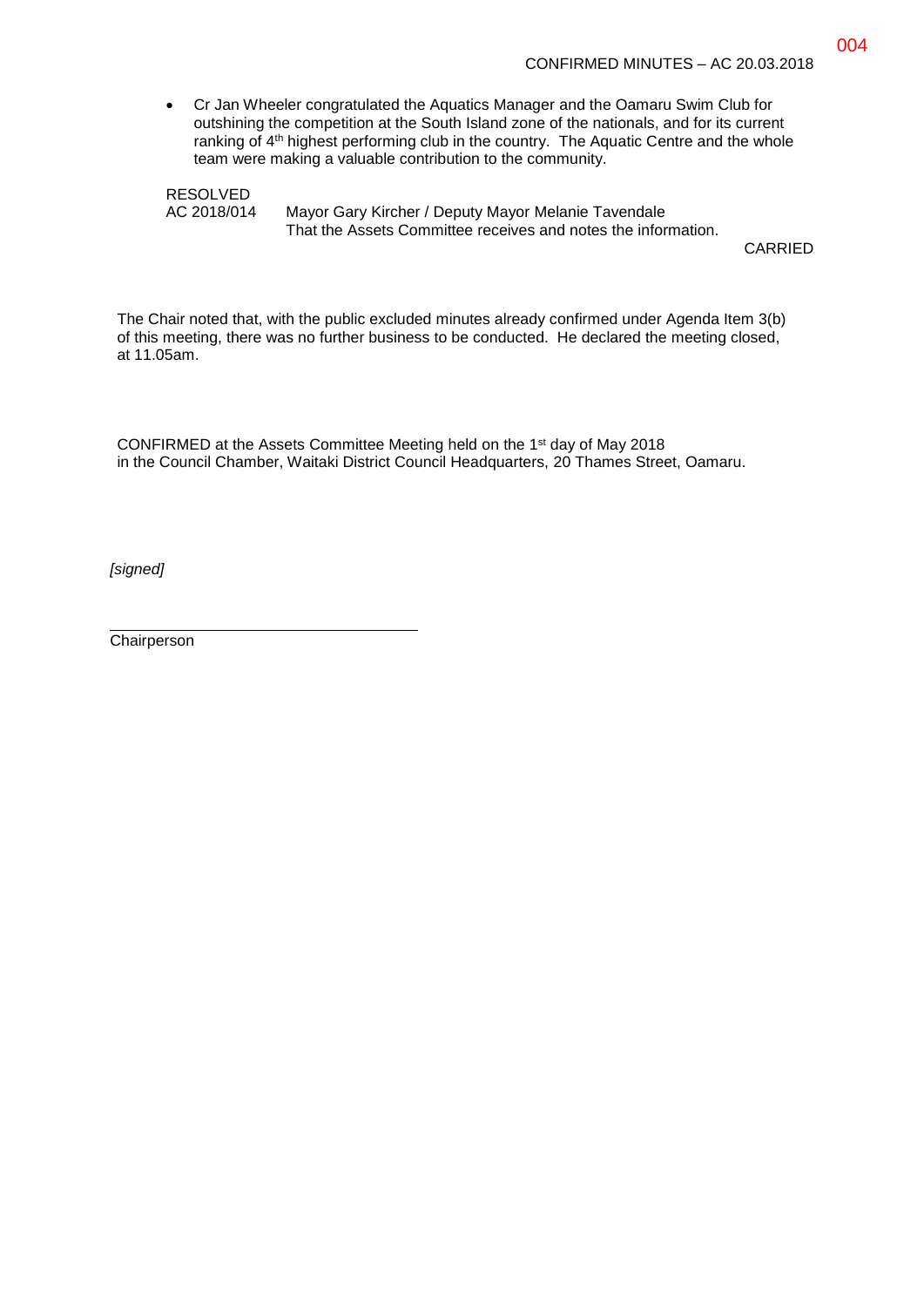- Cr Jan Wheeler congratulated the Aquatics Manager and the Oamaru Swim Club for outshining the competition at the South Island zone of the nationals, and for its current ranking of 4th highest performing club in the country. The Aquatic Centre and the whole team were making a valuable contribution to the community.

RESOLVED
AC 2018/014 Mayor Gary Kircher / Deputy Mayor Melanie Tavendale
That the Assets Committee receives and notes the information.

CARRIED

The Chair noted that, with the public excluded minutes already confirmed under Agenda Item 3(b) of this meeting, there was no further business to be conducted. He declared the meeting closed, at 11.05am.

CONFIRMED at the Assets Committee Meeting held on the 1st day of May 2018 in the Council Chamber, Waitaki District Council Headquarters, 20 Thames Street, Oamaru.

*[signed]*

Chairperson